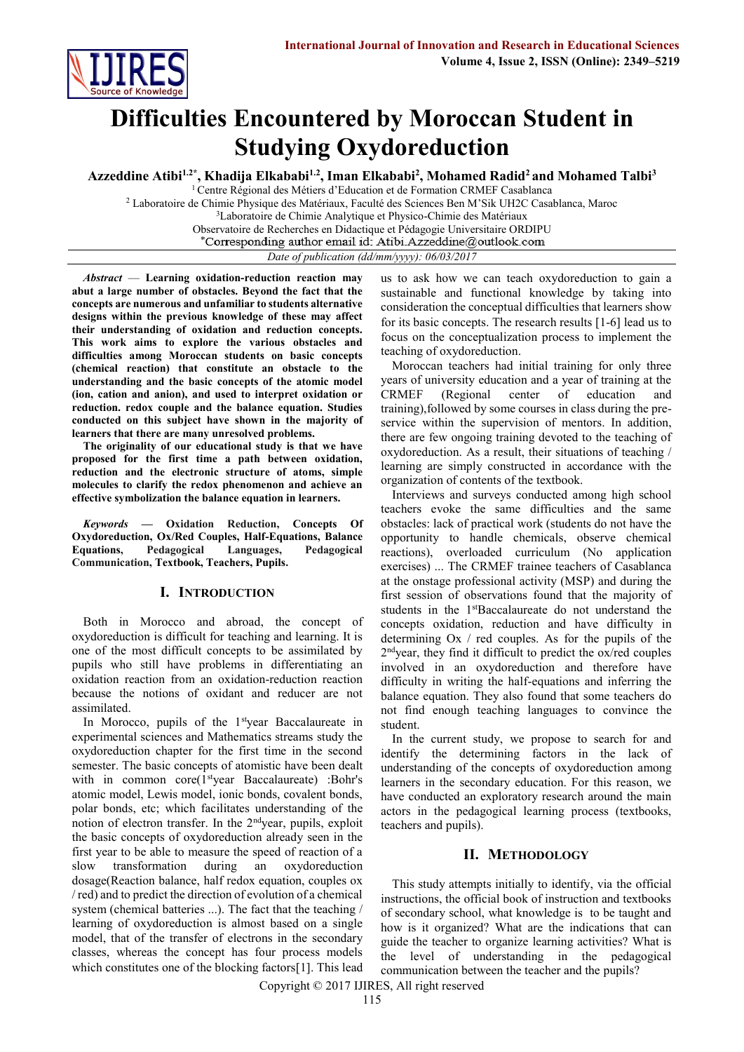# Difficulties Encountered by Moroccan Student in Studying Oxydoreduction

**Azzeddine Atibi[1,2]*, Khadija Elkababi[1,2], Iman Elkababi[2], Mohamed Radid[2] and Mohamed Talbi[3]**

[1] Centre Régional des Métiers d'Education et de Formation CRMEF Casablanca
[2] Laboratoire de Chimie Physique des Matériaux, Faculté des Sciences Ben M'Sik UH2C Casablanca, Maroc
[3] Laboratoire de Chimie Analytique et Physico-Chimie des Matériaux
Observatoire de Recherches en Didactique et Pédagogie Universitaire ORDIPU
*Corresponding author email id: Atibi.Azzeddine@outlook.com

*Date of publication (dd/mm/yyyy): 06/03/2017*

***Abstract*** — **Learning oxidation-reduction reaction may abut a large number of obstacles. Beyond the fact that the concepts are numerous and unfamiliar to students alternative designs within the previous knowledge of these may affect their understanding of oxidation and reduction concepts. This work aims to explore the various obstacles and difficulties among Moroccan students on basic concepts (chemical reaction) that constitute an obstacle to the understanding and the basic concepts of the atomic model (ion, cation and anion), and used to interpret oxidation or reduction. redox couple and the balance equation. Studies conducted on this subject have shown in the majority of learners that there are many unresolved problems.**

**The originality of our educational study is that we have proposed for the first time a path between oxidation, reduction and the electronic structure of atoms, simple molecules to clarify the redox phenomenon and achieve an effective symbolization the balance equation in learners.**

***Keywords*** — **Oxidation Reduction, Concepts Of Oxydoreduction, Ox/Red Couples, Half-Equations, Balance Equations, Pedagogical Languages, Pedagogical Communication, Textbook, Teachers, Pupils.**

## I. Introduction

Both in Morocco and abroad, the concept of oxydoreduction is difficult for teaching and learning. It is one of the most difficult concepts to be assimilated by pupils who still have problems in differentiating an oxidation reaction from an oxidation-reduction reaction because the notions of oxidant and reducer are not assimilated.

In Morocco, pupils of the 1st year Baccalaureate in experimental sciences and Mathematics streams study the oxydoreduction chapter for the first time in the second semester. The basic concepts of atomistic have been dealt with in common core(1st year Baccalaureate) :Bohr's atomic model, Lewis model, ionic bonds, covalent bonds, polar bonds, etc; which facilitates understanding of the notion of electron transfer. In the 2nd year, pupils, exploit the basic concepts of oxydoreduction already seen in the first year to be able to measure the speed of reaction of a slow transformation during an oxydoreduction dosage(Reaction balance, half redox equation, couples ox / red) and to predict the direction of evolution of a chemical system (chemical batteries ...). The fact that the teaching / learning of oxydoreduction is almost based on a single model, that of the transfer of electrons in the secondary classes, whereas the concept has four process models which constitutes one of the blocking factors[1]. This lead us to ask how we can teach oxydoreduction to gain a sustainable and functional knowledge by taking into consideration the conceptual difficulties that learners show for its basic concepts. The research results [1-6] lead us to focus on the conceptualization process to implement the teaching of oxydoreduction.

Moroccan teachers had initial training for only three years of university education and a year of training at the CRMEF (Regional center of education and training),followed by some courses in class during the pre-service within the supervision of mentors. In addition, there are few ongoing training devoted to the teaching of oxydoreduction. As a result, their situations of teaching / learning are simply constructed in accordance with the organization of contents of the textbook.

Interviews and surveys conducted among high school teachers evoke the same difficulties and the same obstacles: lack of practical work (students do not have the opportunity to handle chemicals, observe chemical reactions), overloaded curriculum (No application exercises) ... The CRMEF trainee teachers of Casablanca at the onstage professional activity (MSP) and during the first session of observations found that the majority of students in the 1st Baccalaureate do not understand the concepts oxidation, reduction and have difficulty in determining Ox / red couples. As for the pupils of the 2nd year, they find it difficult to predict the ox/red couples involved in an oxydoreduction and therefore have difficulty in writing the half-equations and inferring the balance equation. They also found that some teachers do not find enough teaching languages to convince the student.

In the current study, we propose to search for and identify the determining factors in the lack of understanding of the concepts of oxydoreduction among learners in the secondary education. For this reason, we have conducted an exploratory research around the main actors in the pedagogical learning process (textbooks, teachers and pupils).

## II. Methodology

This study attempts initially to identify, via the official instructions, the official book of instruction and textbooks of secondary school, what knowledge is to be taught and how is it organized? What are the indications that can guide the teacher to organize learning activities? What is the level of understanding in the pedagogical communication between the teacher and the pupils?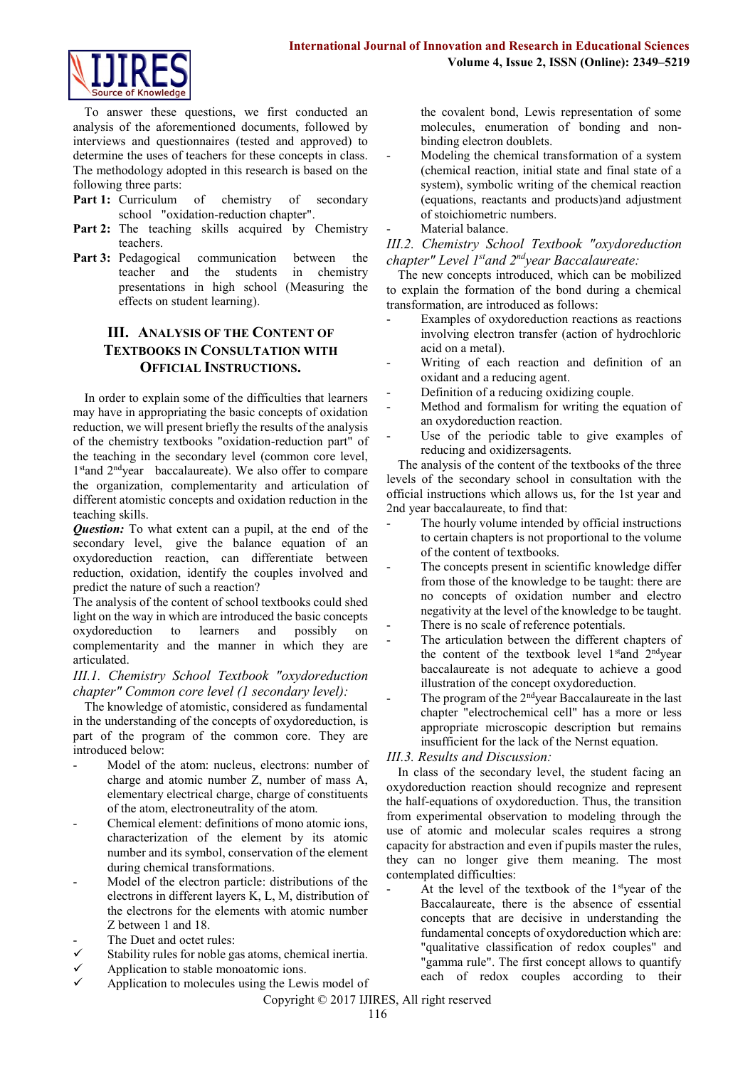To answer these questions, we first conducted an analysis of the aforementioned documents, followed by interviews and questionnaires (tested and approved) to determine the uses of teachers for these concepts in class. The methodology adopted in this research is based on the following three parts:

**Part 1:** Curriculum of chemistry of secondary school "oxidation-reduction chapter".

**Part 2:** The teaching skills acquired by Chemistry teachers.

**Part 3:** Pedagogical communication between the teacher and the students in chemistry presentations in high school (Measuring the effects on student learning).

## III. Analysis of the Content of Textbooks in Consultation with Official Instructions.

In order to explain some of the difficulties that learners may have in appropriating the basic concepts of oxidation reduction, we will present briefly the results of the analysis of the chemistry textbooks "oxidation-reduction part" of the teaching in the secondary level (common core level, 1stand 2ndyear baccalaureate). We also offer to compare the organization, complementarity and articulation of different atomistic concepts and oxidation reduction in the teaching skills.

***Question:*** To what extent can a pupil, at the end of the secondary level, give the balance equation of an oxydoreduction reaction, can differentiate between reduction, oxidation, identify the couples involved and predict the nature of such a reaction?

The analysis of the content of school textbooks could shed light on the way in which are introduced the basic concepts oxydoreduction to learners and possibly on complementarity and the manner in which they are articulated.

### *III.1. Chemistry School Textbook "oxydoreduction chapter" Common core level (1 secondary level):*

The knowledge of atomistic, considered as fundamental in the understanding of the concepts of oxydoreduction, is part of the program of the common core. They are introduced below:

- Model of the atom: nucleus, electrons: number of charge and atomic number Z, number of mass A, elementary electrical charge, charge of constituents of the atom, electroneutrality of the atom.
- Chemical element: definitions of mono atomic ions, characterization of the element by its atomic number and its symbol, conservation of the element during chemical transformations.
- Model of the electron particle: distributions of the electrons in different layers K, L, M, distribution of the electrons for the elements with atomic number Z between 1 and 18.
- The Duet and octet rules:
  - ✓ Stability rules for noble gas atoms, chemical inertia.
  - ✓ Application to stable monoatomic ions.
  - ✓ Application to molecules using the Lewis model of the covalent bond, Lewis representation of some molecules, enumeration of bonding and non-binding electron doublets.
- Modeling the chemical transformation of a system (chemical reaction, initial state and final state of a system), symbolic writing of the chemical reaction (equations, reactants and products)and adjustment of stoichiometric numbers.
- Material balance.

### *III.2. Chemistry School Textbook "oxydoreduction chapter" Level 1stand 2ndyear Baccalaureate:*

The new concepts introduced, which can be mobilized to explain the formation of the bond during a chemical transformation, are introduced as follows:

- Examples of oxydoreduction reactions as reactions involving electron transfer (action of hydrochloric acid on a metal).
- Writing of each reaction and definition of an oxidant and a reducing agent.
- Definition of a reducing oxidizing couple.
- Method and formalism for writing the equation of an oxydoreduction reaction.
- Use of the periodic table to give examples of reducing and oxidizersagents.

The analysis of the content of the textbooks of the three levels of the secondary school in consultation with the official instructions which allows us, for the 1st year and 2nd year baccalaureate, to find that:

- The hourly volume intended by official instructions to certain chapters is not proportional to the volume of the content of textbooks.
- The concepts present in scientific knowledge differ from those of the knowledge to be taught: there are no concepts of oxidation number and electro negativity at the level of the knowledge to be taught.
- There is no scale of reference potentials.
- The articulation between the different chapters of the content of the textbook level 1stand 2ndyear baccalaureate is not adequate to achieve a good illustration of the concept oxydoreduction.
- The program of the 2ndyear Baccalaureate in the last chapter "electrochemical cell" has a more or less appropriate microscopic description but remains insufficient for the lack of the Nernst equation.

### *III.3. Results and Discussion:*

In class of the secondary level, the student facing an oxydoreduction reaction should recognize and represent the half-equations of oxydoreduction. Thus, the transition from experimental observation to modeling through the use of atomic and molecular scales requires a strong capacity for abstraction and even if pupils master the rules, they can no longer give them meaning. The most contemplated difficulties:

- At the level of the textbook of the 1styear of the Baccalaureate, there is the absence of essential concepts that are decisive in understanding the fundamental concepts of oxydoreduction which are: "qualitative classification of redox couples" and "gamma rule". The first concept allows to quantify each of redox couples according to their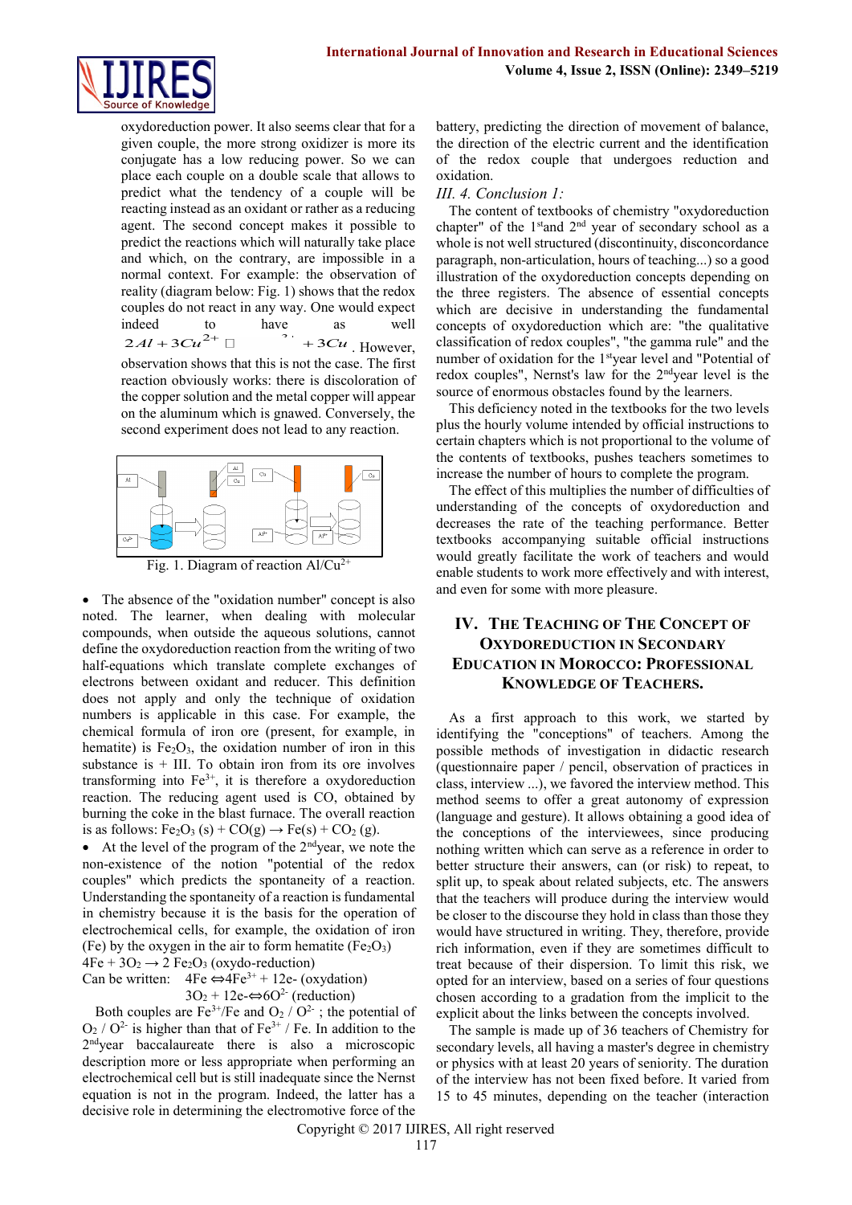oxydoreduction power. It also seems clear that for a given couple, the more strong oxidizer is more its conjugate has a low reducing power. So we can place each couple on a double scale that allows to predict what the tendency of a couple will be reacting instead as an oxidant or rather as a reducing agent. The second concept makes it possible to predict the reactions which will naturally take place and which, on the contrary, are impossible in a normal context. For example: the observation of reality (diagram below: Fig. 1) shows that the redox couples do not react in any way. One would expect indeed to have as well $2Al + 3Cu^{2+}$ □ ... $+ 3Cu$. However, observation shows that this is not the case. The first reaction obviously works: there is discoloration of the copper solution and the metal copper will appear on the aluminum which is gnawed. Conversely, the second experiment does not lead to any reaction.

Fig. 1. Diagram of reaction $Al/Cu^{2+}$

- The absence of the "oxidation number" concept is also noted. The learner, when dealing with molecular compounds, when outside the aqueous solutions, cannot define the oxydoreduction reaction from the writing of two half-equations which translate complete exchanges of electrons between oxidant and reducer. This definition does not apply and only the technique of oxidation numbers is applicable in this case. For example, the chemical formula of iron ore (present, for example, in hematite) is $Fe_2O_3$, the oxidation number of iron in this substance is + III. To obtain iron from its ore involves transforming into $Fe^{3+}$, it is therefore a oxydoreduction reaction. The reducing agent used is CO, obtained by burning the coke in the blast furnace. The overall reaction is as follows: $Fe_2O_3\,(s) + CO(g) \rightarrow Fe(s) + CO_2\,(g)$.
- At the level of the program of the 2[nd]year, we note the non-existence of the notion "potential of the redox couples" which predicts the spontaneity of a reaction. Understanding the spontaneity of a reaction is fundamental in chemistry because it is the basis for the operation of electrochemical cells, for example, the oxidation of iron (Fe) by the oxygen in the air to form hematite ($Fe_2O_3$)

$4Fe + 3O_2 \rightarrow 2\,Fe_2O_3$ (oxydo-reduction)

Can be written: $4Fe \Leftrightarrow 4Fe^{3+} + 12e^-$ (oxydation)

$3O_2 + 12e^- \Leftrightarrow 6O^{2-}$ (reduction)

Both couples are $Fe^{3+}/Fe$ and $O_2 / O^{2-}$ ; the potential of $O_2 / O^{2-}$ is higher than that of $Fe^{3+}$ / Fe. In addition to the 2[nd]year baccalaureate there is also a microscopic description more or less appropriate when performing an electrochemical cell but is still inadequate since the Nernst equation is not in the program. Indeed, the latter has a decisive role in determining the electromotive force of the battery, predicting the direction of movement of balance, the direction of the electric current and the identification of the redox couple that undergoes reduction and oxidation.

### *III. 4. Conclusion 1:*

The content of textbooks of chemistry "oxydoreduction chapter" of the 1[st]and 2[nd] year of secondary school as a whole is not well structured (discontinuity, disconcordance paragraph, non-articulation, hours of teaching...) so a good illustration of the oxydoreduction concepts depending on the three registers. The absence of essential concepts which are decisive in understanding the fundamental concepts of oxydoreduction which are: "the qualitative classification of redox couples", "the gamma rule" and the number of oxidation for the 1[st]year level and "Potential of redox couples", Nernst's law for the 2[nd]year level is the source of enormous obstacles found by the learners.

This deficiency noted in the textbooks for the two levels plus the hourly volume intended by official instructions to certain chapters which is not proportional to the volume of the contents of textbooks, pushes teachers sometimes to increase the number of hours to complete the program.

The effect of this multiplies the number of difficulties of understanding of the concepts of oxydoreduction and decreases the rate of the teaching performance. Better textbooks accompanying suitable official instructions would greatly facilitate the work of teachers and would enable students to work more effectively and with interest, and even for some with more pleasure.

## IV. The Teaching of The Concept of Oxydoreduction in Secondary Education in Morocco: Professional Knowledge of Teachers.

As a first approach to this work, we started by identifying the "conceptions" of teachers. Among the possible methods of investigation in didactic research (questionnaire paper / pencil, observation of practices in class, interview ...), we favored the interview method. This method seems to offer a great autonomy of expression (language and gesture). It allows obtaining a good idea of the conceptions of the interviewees, since producing nothing written which can serve as a reference in order to better structure their answers, can (or risk) to repeat, to split up, to speak about related subjects, etc. The answers that the teachers will produce during the interview would be closer to the discourse they hold in class than those they would have structured in writing. They, therefore, provide rich information, even if they are sometimes difficult to treat because of their dispersion. To limit this risk, we opted for an interview, based on a series of four questions chosen according to a gradation from the implicit to the explicit about the links between the concepts involved.

The sample is made up of 36 teachers of Chemistry for secondary levels, all having a master's degree in chemistry or physics with at least 20 years of seniority. The duration of the interview has not been fixed before. It varied from 15 to 45 minutes, depending on the teacher (interaction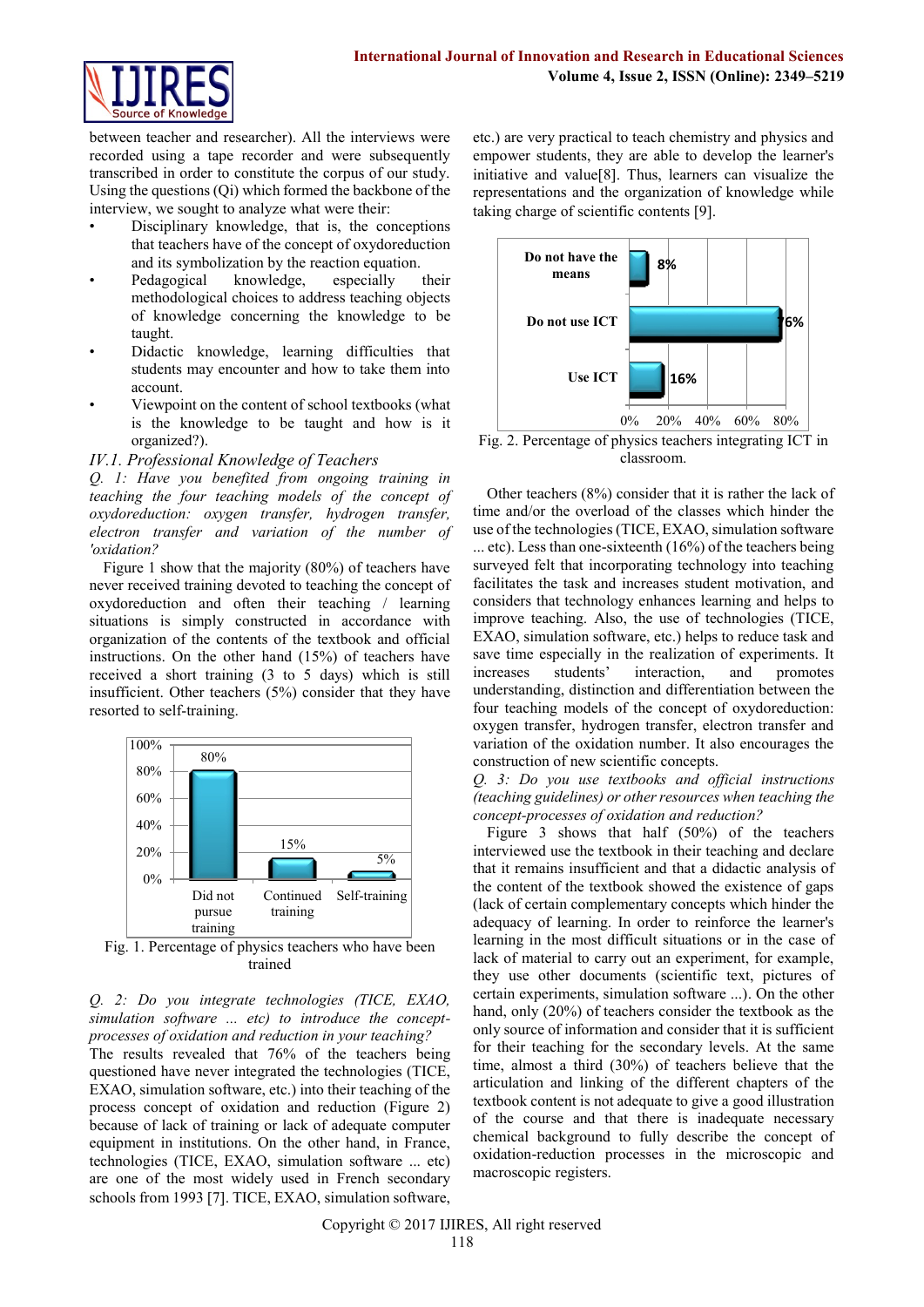between teacher and researcher). All the interviews were recorded using a tape recorder and were subsequently transcribed in order to constitute the corpus of our study. Using the questions (Qi) which formed the backbone of the interview, we sought to analyze what were their:

- Disciplinary knowledge, that is, the conceptions that teachers have of the concept of oxydoreduction and its symbolization by the reaction equation.
- Pedagogical knowledge, especially their methodological choices to address teaching objects of knowledge concerning the knowledge to be taught.
- Didactic knowledge, learning difficulties that students may encounter and how to take them into account.
- Viewpoint on the content of school textbooks (what is the knowledge to be taught and how is it organized?).

### *IV.1. Professional Knowledge of Teachers*

*Q. 1: Have you benefited from ongoing training in teaching the four teaching models of the concept of oxydoreduction: oxygen transfer, hydrogen transfer, electron transfer and variation of the number of 'oxidation?*

Figure 1 show that the majority (80%) of teachers have never received training devoted to teaching the concept of oxydoreduction and often their teaching / learning situations is simply constructed in accordance with organization of the contents of the textbook and official instructions. On the other hand (15%) of teachers have received a short training (3 to 5 days) which is still insufficient. Other teachers (5%) consider that they have resorted to self-training.

Fig. 1. Percentage of physics teachers who have been trained

*Q. 2: Do you integrate technologies (TICE, EXAO, simulation software ... etc) to introduce the concept-processes of oxidation and reduction in your teaching?*

The results revealed that 76% of the teachers being questioned have never integrated the technologies (TICE, EXAO, simulation software, etc.) into their teaching of the process concept of oxidation and reduction (Figure 2) because of lack of training or lack of adequate computer equipment in institutions. On the other hand, in France, technologies (TICE, EXAO, simulation software ... etc) are one of the most widely used in French secondary schools from 1993 [7]. TICE, EXAO, simulation software, etc.) are very practical to teach chemistry and physics and empower students, they are able to develop the learner's initiative and value[8]. Thus, learners can visualize the representations and the organization of knowledge while taking charge of scientific contents [9].

Fig. 2. Percentage of physics teachers integrating ICT in classroom.

Other teachers (8%) consider that it is rather the lack of time and/or the overload of the classes which hinder the use of the technologies (TICE, EXAO, simulation software ... etc). Less than one-sixteenth (16%) of the teachers being surveyed felt that incorporating technology into teaching facilitates the task and increases student motivation, and considers that technology enhances learning and helps to improve teaching. Also, the use of technologies (TICE, EXAO, simulation software, etc.) helps to reduce task and save time especially in the realization of experiments. It increases students' interaction, and promotes understanding, distinction and differentiation between the four teaching models of the concept of oxydoreduction: oxygen transfer, hydrogen transfer, electron transfer and variation of the oxidation number. It also encourages the construction of new scientific concepts.

*Q. 3: Do you use textbooks and official instructions (teaching guidelines) or other resources when teaching the concept-processes of oxidation and reduction?*

Figure 3 shows that half (50%) of the teachers interviewed use the textbook in their teaching and declare that it remains insufficient and that a didactic analysis of the content of the textbook showed the existence of gaps (lack of certain complementary concepts which hinder the adequacy of learning. In order to reinforce the learner's learning in the most difficult situations or in the case of lack of material to carry out an experiment, for example, they use other documents (scientific text, pictures of certain experiments, simulation software ...). On the other hand, only (20%) of teachers consider the textbook as the only source of information and consider that it is sufficient for their teaching for the secondary levels. At the same time, almost a third (30%) of teachers believe that the articulation and linking of the different chapters of the textbook content is not adequate to give a good illustration of the course and that there is inadequate necessary chemical background to fully describe the concept of oxidation-reduction processes in the microscopic and macroscopic registers.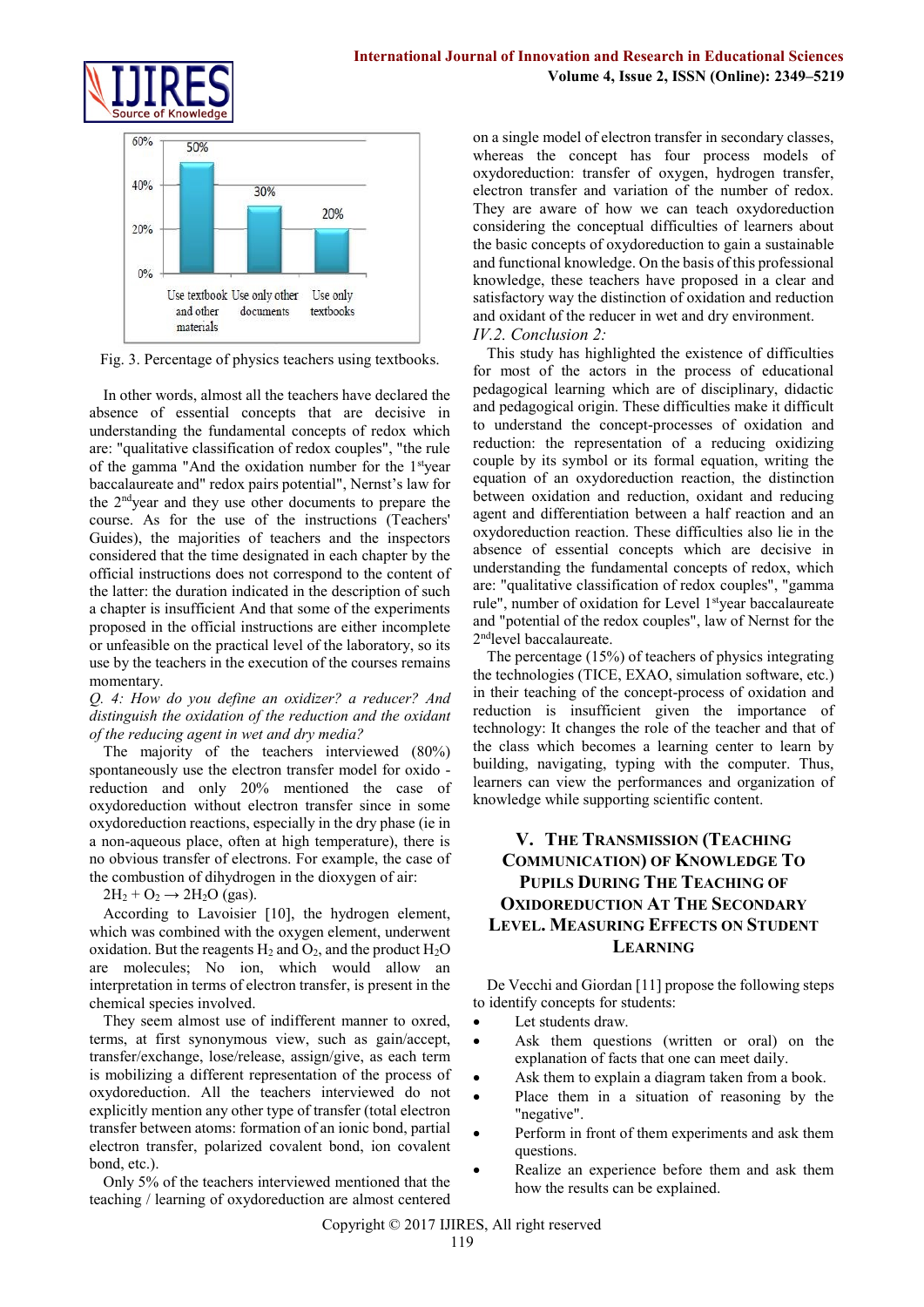Fig. 3. Percentage of physics teachers using textbooks.

In other words, almost all the teachers have declared the absence of essential concepts that are decisive in understanding the fundamental concepts of redox which are: "qualitative classification of redox couples", "the rule of the gamma "And the oxidation number for the 1[st]year baccalaureate and" redox pairs potential", Nernst's law for the 2[nd]year and they use other documents to prepare the course. As for the use of the instructions (Teachers' Guides), the majorities of teachers and the inspectors considered that the time designated in each chapter by the official instructions does not correspond to the content of the latter: the duration indicated in the description of such a chapter is insufficient And that some of the experiments proposed in the official instructions are either incomplete or unfeasible on the practical level of the laboratory, so its use by the teachers in the execution of the courses remains momentary.

*Q. 4: How do you define an oxidizer? a reducer? And distinguish the oxidation of the reduction and the oxidant of the reducing agent in wet and dry media?*

The majority of the teachers interviewed (80%) spontaneously use the electron transfer model for oxido - reduction and only 20% mentioned the case of oxydoreduction without electron transfer since in some oxydoreduction reactions, especially in the dry phase (ie in a non-aqueous place, often at high temperature), there is no obvious transfer of electrons. For example, the case of the combustion of dihydrogen in the dioxygen of air:

$2H_2 + O_2 \rightarrow 2H_2O$ (gas).

According to Lavoisier [10], the hydrogen element, which was combined with the oxygen element, underwent oxidation. But the reagents $H_2$ and $O_2$, and the product $H_2O$ are molecules; No ion, which would allow an interpretation in terms of electron transfer, is present in the chemical species involved.

They seem almost use of indifferent manner to oxred, terms, at first synonymous view, such as gain/accept, transfer/exchange, lose/release, assign/give, as each term is mobilizing a different representation of the process of oxydoreduction. All the teachers interviewed do not explicitly mention any other type of transfer (total electron transfer between atoms: formation of an ionic bond, partial electron transfer, polarized covalent bond, ion covalent bond, etc.).

Only 5% of the teachers interviewed mentioned that the teaching / learning of oxydoreduction are almost centered on a single model of electron transfer in secondary classes, whereas the concept has four process models of oxydoreduction: transfer of oxygen, hydrogen transfer, electron transfer and variation of the number of redox. They are aware of how we can teach oxydoreduction considering the conceptual difficulties of learners about the basic concepts of oxydoreduction to gain a sustainable and functional knowledge. On the basis of this professional knowledge, these teachers have proposed in a clear and satisfactory way the distinction of oxidation and reduction and oxidant of the reducer in wet and dry environment.

*IV.2. Conclusion 2:*

This study has highlighted the existence of difficulties for most of the actors in the process of educational pedagogical learning which are of disciplinary, didactic and pedagogical origin. These difficulties make it difficult to understand the concept-processes of oxidation and reduction: the representation of a reducing oxidizing couple by its symbol or its formal equation, writing the equation of an oxydoreduction reaction, the distinction between oxidation and reduction, oxidant and reducing agent and differentiation between a half reaction and an oxydoreduction reaction. These difficulties also lie in the absence of essential concepts which are decisive in understanding the fundamental concepts of redox, which are: "qualitative classification of redox couples", "gamma rule", number of oxidation for Level 1[st]year baccalaureate and "potential of the redox couples", law of Nernst for the 2[nd]level baccalaureate.

The percentage (15%) of teachers of physics integrating the technologies (TICE, EXAO, simulation software, etc.) in their teaching of the concept-process of oxidation and reduction is insufficient given the importance of technology: It changes the role of the teacher and that of the class which becomes a learning center to learn by building, navigating, typing with the computer. Thus, learners can view the performances and organization of knowledge while supporting scientific content.

## V. The Transmission (Teaching Communication) of Knowledge To Pupils During The Teaching of Oxidoreduction At The Secondary Level. Measuring Effects on Student Learning

De Vecchi and Giordan [11] propose the following steps to identify concepts for students:

- Let students draw.
- Ask them questions (written or oral) on the explanation of facts that one can meet daily.
- Ask them to explain a diagram taken from a book.
- Place them in a situation of reasoning by the "negative".
- Perform in front of them experiments and ask them questions.
- Realize an experience before them and ask them how the results can be explained.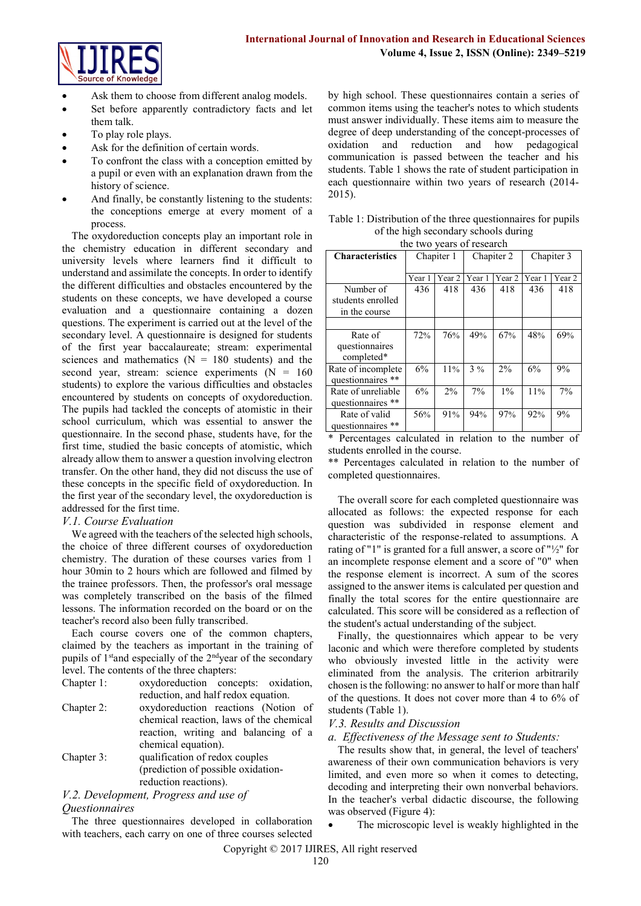- Ask them to choose from different analog models.
- Set before apparently contradictory facts and let them talk.
- To play role plays.
- Ask for the definition of certain words.
- To confront the class with a conception emitted by a pupil or even with an explanation drawn from the history of science.
- And finally, be constantly listening to the students: the conceptions emerge at every moment of a process.

The oxydoreduction concepts play an important role in the chemistry education in different secondary and university levels where learners find it difficult to understand and assimilate the concepts. In order to identify the different difficulties and obstacles encountered by the students on these concepts, we have developed a course evaluation and a questionnaire containing a dozen questions. The experiment is carried out at the level of the secondary level. A questionnaire is designed for students of the first year baccalaureate; stream: experimental sciences and mathematics (N = 180 students) and the second year, stream: science experiments (N = 160 students) to explore the various difficulties and obstacles encountered by students on concepts of oxydoreduction. The pupils had tackled the concepts of atomistic in their school curriculum, which was essential to answer the questionnaire. In the second phase, students have, for the first time, studied the basic concepts of atomistic, which already allow them to answer a question involving electron transfer. On the other hand, they did not discuss the use of these concepts in the specific field of oxydoreduction. In the first year of the secondary level, the oxydoreduction is addressed for the first time.

### *V.1. Course Evaluation*

We agreed with the teachers of the selected high schools, the choice of three different courses of oxydoreduction chemistry. The duration of these courses varies from 1 hour 30min to 2 hours which are followed and filmed by the trainee professors. Then, the professor's oral message was completely transcribed on the basis of the filmed lessons. The information recorded on the board or on the teacher's record also been fully transcribed.

Each course covers one of the common chapters, claimed by the teachers as important in the training of pupils of 1st and especially of the 2nd year of the secondary level. The contents of the three chapters:

Chapter 1: oxydoreduction concepts: oxidation, reduction, and half redox equation.

Chapter 2: oxydoreduction reactions (Notion of chemical reaction, laws of the chemical reaction, writing and balancing of a chemical equation).

Chapter 3: qualification of redox couples (prediction of possible oxidation-reduction reactions).

### *V.2. Development, Progress and use of Questionnaires*

The three questionnaires developed in collaboration with teachers, each carry on one of three courses selected by high school. These questionnaires contain a series of common items using the teacher's notes to which students must answer individually. These items aim to measure the degree of deep understanding of the concept-processes of oxidation and reduction and how pedagogical communication is passed between the teacher and his students. Table 1 shows the rate of student participation in each questionnaire within two years of research (2014-2015).

Table 1: Distribution of the three questionnaires for pupils of the high secondary schools during the two years of research

| Characteristics | Chapiter 1 | | Chapiter 2 | | Chapiter 3 | |
|---|---|---|---|---|---|---|
| | Year 1 | Year 2 | Year 1 | Year 2 | Year 1 | Year 2 |
| Number of students enrolled in the course | 436 | 418 | 436 | 418 | 436 | 418 |
| Rate of questionnaires completed* | 72% | 76% | 49% | 67% | 48% | 69% |
| Rate of incomplete questionnaires ** | 6% | 11% | 3 % | 2% | 6% | 9% |
| Rate of unreliable questionnaires ** | 6% | 2% | 7% | 1% | 11% | 7% |
| Rate of valid questionnaires ** | 56% | 91% | 94% | 97% | 92% | 9% |

\* Percentages calculated in relation to the number of students enrolled in the course.

\*\* Percentages calculated in relation to the number of completed questionnaires.

The overall score for each completed questionnaire was allocated as follows: the expected response for each question was subdivided in response element and characteristic of the response-related to assumptions. A rating of "1" is granted for a full answer, a score of "½" for an incomplete response element and a score of "0" when the response element is incorrect. A sum of the scores assigned to the answer items is calculated per question and finally the total scores for the entire questionnaire are calculated. This score will be considered as a reflection of the student's actual understanding of the subject.

Finally, the questionnaires which appear to be very laconic and which were therefore completed by students who obviously invested little in the activity were eliminated from the analysis. The criterion arbitrarily chosen is the following: no answer to half or more than half of the questions. It does not cover more than 4 to 6% of students (Table 1).

### *V.3. Results and Discussion*

#### *a. Effectiveness of the Message sent to Students:*

The results show that, in general, the level of teachers' awareness of their own communication behaviors is very limited, and even more so when it comes to detecting, decoding and interpreting their own nonverbal behaviors. In the teacher's verbal didactic discourse, the following was observed (Figure 4):

- The microscopic level is weakly highlighted in the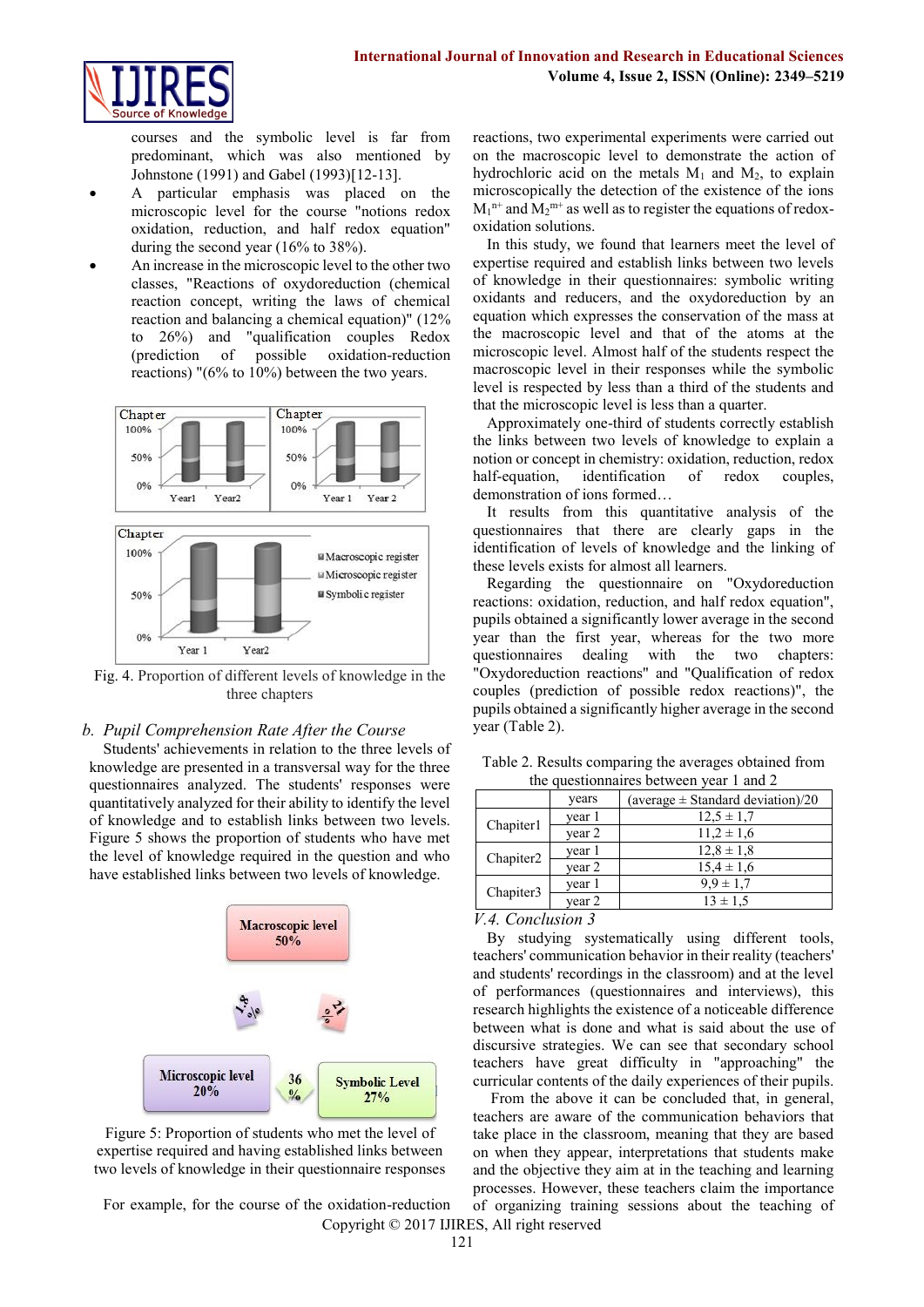courses and the symbolic level is far from predominant, which was also mentioned by Johnstone (1991) and Gabel (1993)[12-13].

- A particular emphasis was placed on the microscopic level for the course "notions redox oxidation, reduction, and half redox equation" during the second year (16% to 38%).
- An increase in the microscopic level to the other two classes, "Reactions of oxydoreduction (chemical reaction concept, writing the laws of chemical reaction and balancing a chemical equation)" (12% to 26%) and "qualification couples Redox (prediction of possible oxidation-reduction reactions) "(6% to 10%) between the two years.

Fig. 4. Proportion of different levels of knowledge in the three chapters

### b. *Pupil Comprehension Rate After the Course*

Students' achievements in relation to the three levels of knowledge are presented in a transversal way for the three questionnaires analyzed. The students' responses were quantitatively analyzed for their ability to identify the level of knowledge and to establish links between two levels. Figure 5 shows the proportion of students who have met the level of expertise required in the question and who have established links between two levels of knowledge.

Figure 5: Proportion of students who met the level of expertise required and having established links between two levels of knowledge in their questionnaire responses

For example, for the course of the oxidation-reduction reactions, two experimental experiments were carried out on the macroscopic level to demonstrate the action of hydrochloric acid on the metals $M_1$ and $M_2$, to explain microscopically the detection of the existence of the ions $M_1^{n+}$ and $M_2^{m+}$ as well as to register the equations of redox-oxidation solutions.

In this study, we found that learners meet the level of expertise required and establish links between two levels of knowledge in their questionnaires: symbolic writing oxidants and reducers, and the oxydoreduction by an equation which expresses the conservation of the mass at the macroscopic level and that of the atoms at the microscopic level. Almost half of the students respect the macroscopic level in their responses while the symbolic level is respected by less than a third of the students and that the microscopic level is less than a quarter.

Approximately one-third of students correctly establish the links between two levels of knowledge to explain a notion or concept in chemistry: oxidation, reduction, redox half-equation, identification of redox couples, demonstration of ions formed…

It results from this quantitative analysis of the questionnaires that there are clearly gaps in the identification of levels of knowledge and the linking of these levels exists for almost all learners.

Regarding the questionnaire on "Oxydoreduction reactions: oxidation, reduction, and half redox equation", pupils obtained a significantly lower average in the second year than the first year, whereas for the two more questionnaires dealing with the two chapters: "Oxydoreduction reactions" and "Qualification of redox couples (prediction of possible redox reactions)", the pupils obtained a significantly higher average in the second year (Table 2).

Table 2. Results comparing the averages obtained from the questionnaires between year 1 and 2

| | years | (average ± Standard deviation)/20 |
|---|---|---|
| Chapiter1 | year 1 | 12,5 ± 1,7 |
| | year 2 | 11,2 ± 1,6 |
| Chapiter2 | year 1 | 12,8 ± 1,8 |
| | year 2 | 15,4 ± 1,6 |
| Chapiter3 | year 1 | 9,9 ± 1,7 |
| | year 2 | 13 ± 1,5 |

### V.4. *Conclusion 3*

By studying systematically using different tools, teachers' communication behavior in their reality (teachers' and students' recordings in the classroom) and at the level of performances (questionnaires and interviews), this research highlights the existence of a noticeable difference between what is done and what is said about the use of discursive strategies. We can see that secondary school teachers have great difficulty in "approaching" the curricular contents of the daily experiences of their pupils.

From the above it can be concluded that, in general, teachers are aware of the communication behaviors that take place in the classroom, meaning that they are based on when they appear, interpretations that students make and the objective they aim at in the teaching and learning processes. However, these teachers claim the importance of organizing training sessions about the teaching of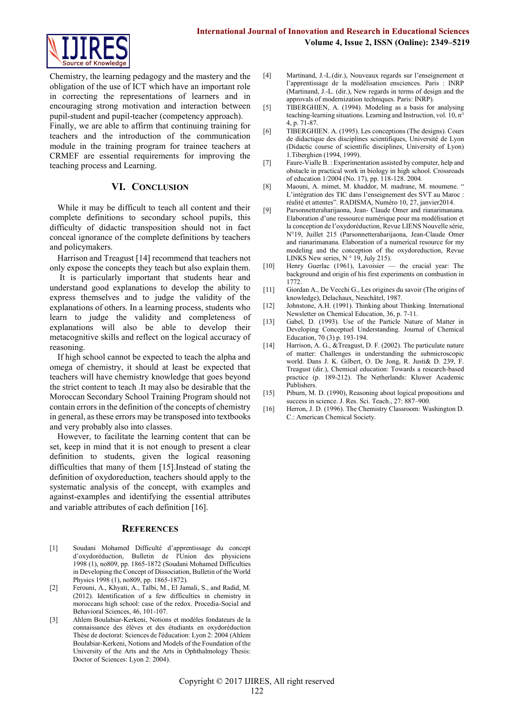Chemistry, the learning pedagogy and the mastery and the obligation of the use of ICT which have an important role in correcting the representations of learners and in encouraging strong motivation and interaction between pupil-student and pupil-teacher (competency approach).

Finally, we are able to affirm that continuing training for teachers and the introduction of the communication module in the training program for trainee teachers at CRMEF are essential requirements for improving the teaching process and Learning.

## VI. Conclusion

While it may be difficult to teach all content and their complete definitions to secondary school pupils, this difficulty of didactic transposition should not in fact conceal ignorance of the complete definitions by teachers and policymakers.

Harrison and Treagust [14] recommend that teachers not only expose the concepts they teach but also explain them. It is particularly important that students hear and understand good explanations to develop the ability to express themselves and to judge the validity of the explanations of others. In a learning process, students who learn to judge the validity and completeness of explanations will also be able to develop their metacognitive skills and reflect on the logical accuracy of reasoning.

If high school cannot be expected to teach the alpha and omega of chemistry, it should at least be expected that teachers will have chemistry knowledge that goes beyond the strict content to teach .It may also be desirable that the Moroccan Secondary School Training Program should not contain errors in the definition of the concepts of chemistry in general, as these errors may be transposed into textbooks and very probably also into classes.

However, to facilitate the learning content that can be set, keep in mind that it is not enough to present a clear definition to students, given the logical reasoning difficulties that many of them [15].Instead of stating the definition of oxydoreduction, teachers should apply to the systematic analysis of the concept, with examples and against-examples and identifying the essential attributes and variable attributes of each definition [16].

## References

[1] Soudani Mohamed Difficulté d'apprentissage du concept d'oxydoréduction, Bulletin de l'Union des physiciens 1998 (1), no809, pp. 1865-1872 (Soudani Mohamed Difficulties in Developing the Concept of Dissociation, Bulletin of the World Physics 1998 (1), no809, pp. 1865-1872).

[2] Ferouni, A., Khyati, A., Talbi, M., El Jamali, S., and Radid, M. (2012). Identification of a few difficulties in chemistry in moroccans high school: case of the redox. Procedia-Social and Behavioral Sciences, 46, 101-107.

[3] Ahlem Boulabiar-Kerkeni, Notions et modèles fondateurs de la connaissance des élèves et des étudiants en oxydoréduction Thèse de doctorat: Sciences de l'éducation: Lyon 2: 2004 (Ahlem Boulabiar-Kerkeni, Notions and Models of the Foundation of the University of the Arts and the Arts in Ophthalmology Thesis: Doctor of Sciences: Lyon 2: 2004).

[4] Martinand, J.-L.(dir.), Nouveaux regards sur l'enseignement et l'apprentissage de la modélisation ensciences. Paris : INRP (Martinand, J.-L. (dir.), New regards in terms of design and the approvals of modernization techniques. Paris: INRP).

[5] TIBERGHIEN, A. (1994). Modeling as a basis for analysing teaching-learning situations. Learning and Instruction, vol. 10, n° 4, p. 71-87.

[6] TIBERGHIEN. A. (1995). Les conceptions (The designs). Cours de didactique des disciplines scientifiques, Université de Lyon (Didactic course of scientific disciplines, University of Lyon) 1.Tiberghien (1994, 1999).

[7] Faure-Vialle B. : Experimentation assisted by computer, help and obstacle in practical work in biology in high school. Crossroads of education 1/2004 (No. 17), pp. 118-128. 2004.

[8] Maouni, A. mimet, M. khaddor, M. madrane, M. moumene. " L'intégration des TIC dans l'enseignement des SVT au Maroc : réalité et attentes". RADISMA, Numéro 10, 27, janvier2014.

[9] Parsonnetterahariјaona, Jean- Claude Omer and rianarimanana. Elaboration d'une ressource numérique pour ma modélisation et la conception de l'oxydoréduction, Revue LIENS Nouvelle série, N°19, Juillet 215 (Parsonnetterahariјaona, Jean-Claude Omer and rianarimanana. Elaboration of a numerical resource for my modeling and the conception of the oxydoreduction, Revue LINKS New series, N ° 19, July 215).

[10] Henry Guerlac (1961), Lavoisier — the crucial year: The background and origin of his first experiments on combustion in 1772.

[11] Giordan A., De Vecchi G., Les origines du savoir (The origins of knowledge), Delachaux, Neuchâtel, 1987.

[12] Johnstone, A.H. (1991). Thinking about Thinking. International Newsletter on Chemical Education, 36, p. 7-11.

[13] Gabel, D. (1993). Use of the Particle Nature of Matter in Developing Conceptuel Understanding. Journal of Chemical Education, 70 (3) p. 193-194.

[14] Harrison, A. G., &Treagust, D. F. (2002). The particulate nature of matter: Challenges in understanding the submicroscopic world. Dans J. K. Gilbert, O. De Jong, R. Justi& D. 239, F. Treagust (dir.), Chemical education: Towards a research-based practice (p. 189-212). The Netherlands: Kluwer Academic Publishers.

[15] Piburn, M. D. (1990), Reasoning about logical propositions and success in science. J. Res. Sci. Teach., 27: 887–900.

[16] Herron, J. D. (1996). The Chemistry Classroom: Washington D. C.: American Chemical Society.